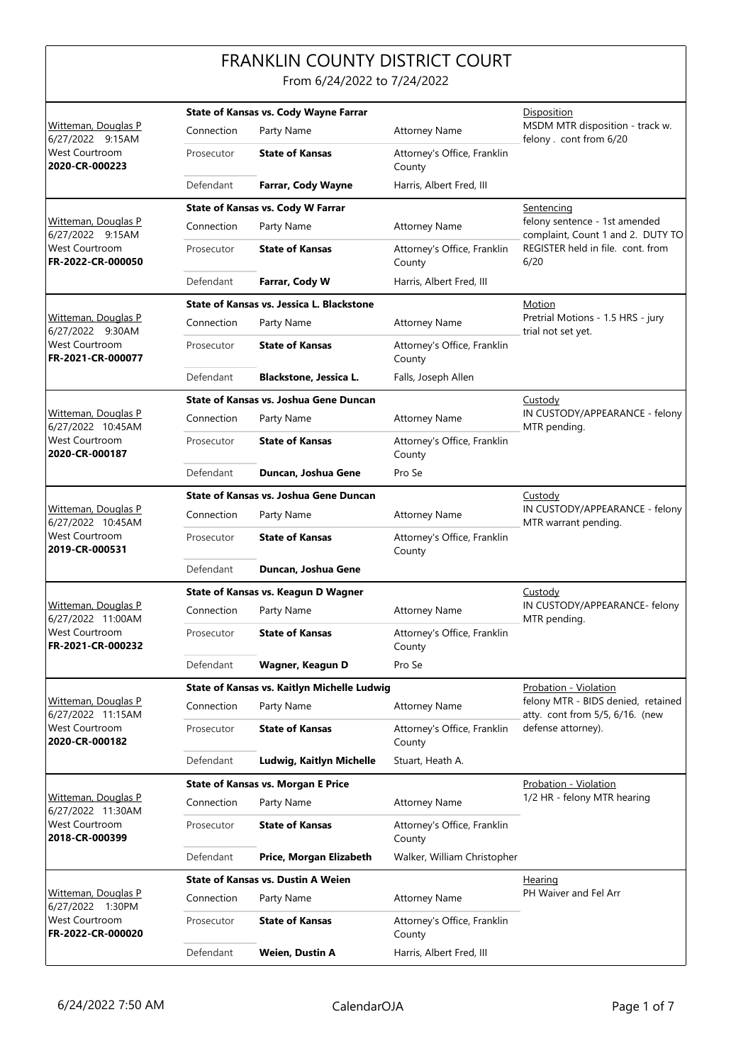# FRANKLIN COUNTY DISTRICT COURT

From 6/24/2022 to 7/24/2022

| Judge / Date / Location / Case | Connection | Party Name | Attorney Name | Type / Notes |
|---|---|---|---|---|
| Witteman, Douglas P<br>6/27/2022 9:15AM<br>West Courtroom<br>**2020-CR-000223** | **State of Kansas vs. Cody Wayne Farrar** | | | Disposition<br>MSDM MTR disposition - track w. felony . cont from 6/20 |
| | Connection | Party Name | Attorney Name | |
| | Prosecutor | **State of Kansas** | Attorney's Office, Franklin County | |
| | Defendant | **Farrar, Cody Wayne** | Harris, Albert Fred, III | |
| Witteman, Douglas P<br>6/27/2022 9:15AM<br>West Courtroom<br>**FR-2022-CR-000050** | **State of Kansas vs. Cody W Farrar** | | | Sentencing<br>felony sentence - 1st amended complaint, Count 1 and 2. DUTY TO REGISTER held in file. cont. from 6/20 |
| | Connection | Party Name | Attorney Name | |
| | Prosecutor | **State of Kansas** | Attorney's Office, Franklin County | |
| | Defendant | **Farrar, Cody W** | Harris, Albert Fred, III | |
| Witteman, Douglas P<br>6/27/2022 9:30AM<br>West Courtroom<br>**FR-2021-CR-000077** | **State of Kansas vs. Jessica L. Blackstone** | | | Motion<br>Pretrial Motions - 1.5 HRS - jury trial not set yet. |
| | Connection | Party Name | Attorney Name | |
| | Prosecutor | **State of Kansas** | Attorney's Office, Franklin County | |
| | Defendant | **Blackstone, Jessica L.** | Falls, Joseph Allen | |
| Witteman, Douglas P<br>6/27/2022 10:45AM<br>West Courtroom<br>**2020-CR-000187** | **State of Kansas vs. Joshua Gene Duncan** | | | Custody<br>IN CUSTODY/APPEARANCE - felony MTR pending. |
| | Connection | Party Name | Attorney Name | |
| | Prosecutor | **State of Kansas** | Attorney's Office, Franklin County | |
| | Defendant | **Duncan, Joshua Gene** | Pro Se | |
| Witteman, Douglas P<br>6/27/2022 10:45AM<br>West Courtroom<br>**2019-CR-000531** | **State of Kansas vs. Joshua Gene Duncan** | | | Custody<br>IN CUSTODY/APPEARANCE - felony MTR warrant pending. |
| | Connection | Party Name | Attorney Name | |
| | Prosecutor | **State of Kansas** | Attorney's Office, Franklin County | |
| | Defendant | **Duncan, Joshua Gene** | | |
| Witteman, Douglas P<br>6/27/2022 11:00AM<br>West Courtroom<br>**FR-2021-CR-000232** | **State of Kansas vs. Keagun D Wagner** | | | Custody<br>IN CUSTODY/APPEARANCE- felony MTR pending. |
| | Connection | Party Name | Attorney Name | |
| | Prosecutor | **State of Kansas** | Attorney's Office, Franklin County | |
| | Defendant | **Wagner, Keagun D** | Pro Se | |
| Witteman, Douglas P<br>6/27/2022 11:15AM<br>West Courtroom<br>**2020-CR-000182** | **State of Kansas vs. Kaitlyn Michelle Ludwig** | | | Probation - Violation<br>felony MTR - BIDS denied, retained atty. cont from 5/5, 6/16. (new defense attorney). |
| | Connection | Party Name | Attorney Name | |
| | Prosecutor | **State of Kansas** | Attorney's Office, Franklin County | |
| | Defendant | **Ludwig, Kaitlyn Michelle** | Stuart, Heath A. | |
| Witteman, Douglas P<br>6/27/2022 11:30AM<br>West Courtroom<br>**2018-CR-000399** | **State of Kansas vs. Morgan E Price** | | | Probation - Violation<br>1/2 HR - felony MTR hearing |
| | Connection | Party Name | Attorney Name | |
| | Prosecutor | **State of Kansas** | Attorney's Office, Franklin County | |
| | Defendant | **Price, Morgan Elizabeth** | Walker, William Christopher | |
| Witteman, Douglas P<br>6/27/2022 1:30PM<br>West Courtroom<br>**FR-2022-CR-000020** | **State of Kansas vs. Dustin A Weien** | | | Hearing<br>PH Waiver and Fel Arr |
| | Connection | Party Name | Attorney Name | |
| | Prosecutor | **State of Kansas** | Attorney's Office, Franklin County | |
| | Defendant | **Weien, Dustin A** | Harris, Albert Fred, III | |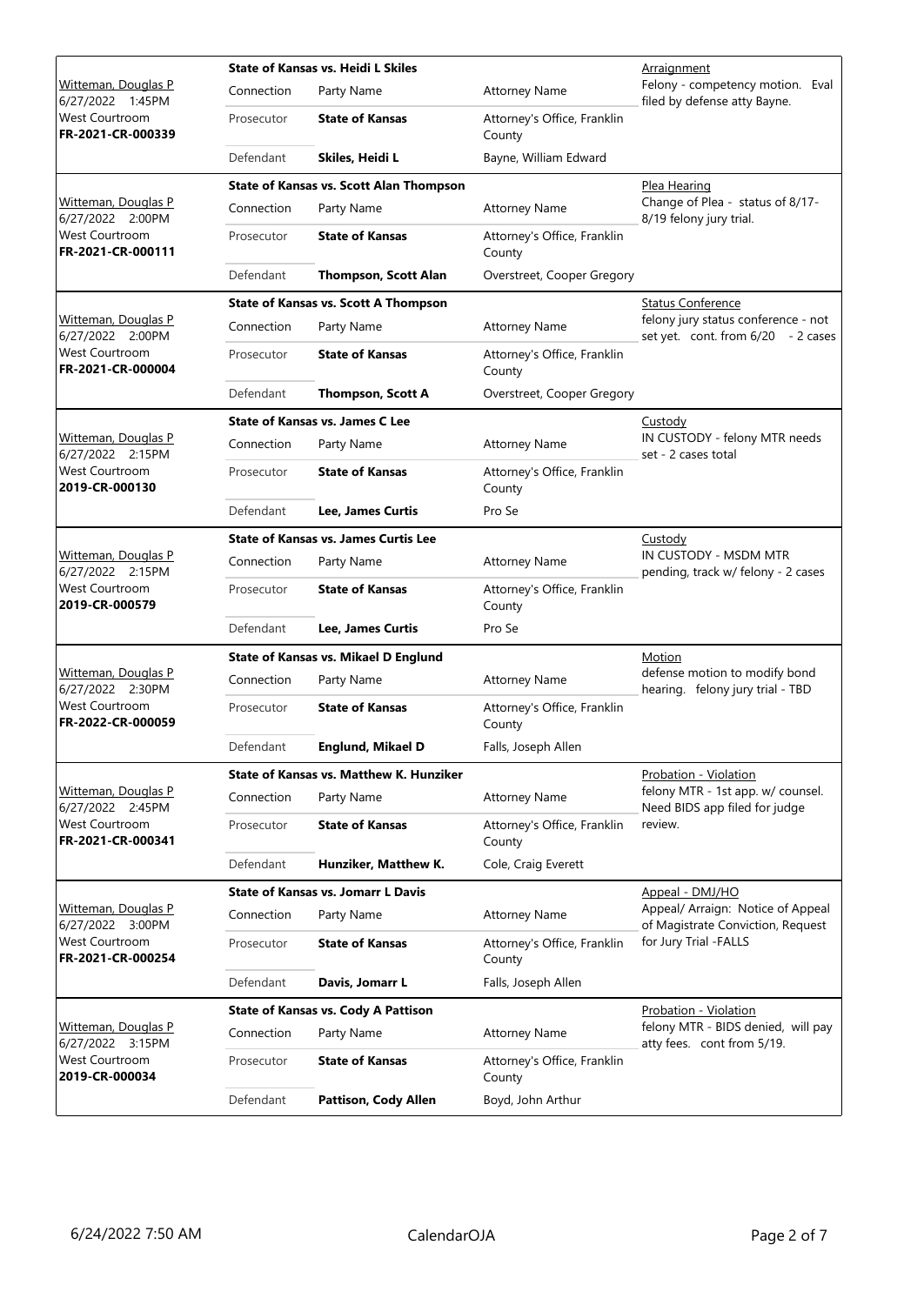| | State of Kansas vs. Heidi L Skiles | | | Arraignment |
|---|---|---|---|---|
| Witteman, Douglas P<br>6/27/2022 1:45PM<br>West Courtroom<br>**FR-2021-CR-000339** | Connection | Party Name | Attorney Name | Felony - competency motion. Eval filed by defense atty Bayne. |
| | Prosecutor | **State of Kansas** | Attorney's Office, Franklin County | |
| | Defendant | **Skiles, Heidi L** | Bayne, William Edward | |

| | State of Kansas vs. Scott Alan Thompson | | | Plea Hearing |
|---|---|---|---|---|
| Witteman, Douglas P<br>6/27/2022 2:00PM<br>West Courtroom<br>**FR-2021-CR-000111** | Connection | Party Name | Attorney Name | Change of Plea - status of 8/17-8/19 felony jury trial. |
| | Prosecutor | **State of Kansas** | Attorney's Office, Franklin County | |
| | Defendant | **Thompson, Scott Alan** | Overstreet, Cooper Gregory | |

| | State of Kansas vs. Scott A Thompson | | | Status Conference |
|---|---|---|---|---|
| Witteman, Douglas P<br>6/27/2022 2:00PM<br>West Courtroom<br>**FR-2021-CR-000004** | Connection | Party Name | Attorney Name | felony jury status conference - not set yet. cont. from 6/20 - 2 cases |
| | Prosecutor | **State of Kansas** | Attorney's Office, Franklin County | |
| | Defendant | **Thompson, Scott A** | Overstreet, Cooper Gregory | |

| | State of Kansas vs. James C Lee | | | Custody |
|---|---|---|---|---|
| Witteman, Douglas P<br>6/27/2022 2:15PM<br>West Courtroom<br>**2019-CR-000130** | Connection | Party Name | Attorney Name | IN CUSTODY - felony MTR needs set - 2 cases total |
| | Prosecutor | **State of Kansas** | Attorney's Office, Franklin County | |
| | Defendant | **Lee, James Curtis** | Pro Se | |

| | State of Kansas vs. James Curtis Lee | | | Custody |
|---|---|---|---|---|
| Witteman, Douglas P<br>6/27/2022 2:15PM<br>West Courtroom<br>**2019-CR-000579** | Connection | Party Name | Attorney Name | IN CUSTODY - MSDM MTR pending, track w/ felony - 2 cases |
| | Prosecutor | **State of Kansas** | Attorney's Office, Franklin County | |
| | Defendant | **Lee, James Curtis** | Pro Se | |

| | State of Kansas vs. Mikael D Englund | | | Motion |
|---|---|---|---|---|
| Witteman, Douglas P<br>6/27/2022 2:30PM<br>West Courtroom<br>**FR-2022-CR-000059** | Connection | Party Name | Attorney Name | defense motion to modify bond hearing. felony jury trial - TBD |
| | Prosecutor | **State of Kansas** | Attorney's Office, Franklin County | |
| | Defendant | **Englund, Mikael D** | Falls, Joseph Allen | |

| | State of Kansas vs. Matthew K. Hunziker | | | Probation - Violation |
|---|---|---|---|---|
| Witteman, Douglas P<br>6/27/2022 2:45PM<br>West Courtroom<br>**FR-2021-CR-000341** | Connection | Party Name | Attorney Name | felony MTR - 1st app. w/ counsel. Need BIDS app filed for judge review. |
| | Prosecutor | **State of Kansas** | Attorney's Office, Franklin County | |
| | Defendant | **Hunziker, Matthew K.** | Cole, Craig Everett | |

| | State of Kansas vs. Jomarr L Davis | | | Appeal - DMJ/HO |
|---|---|---|---|---|
| Witteman, Douglas P<br>6/27/2022 3:00PM<br>West Courtroom<br>**FR-2021-CR-000254** | Connection | Party Name | Attorney Name | Appeal/ Arraign: Notice of Appeal of Magistrate Conviction, Request for Jury Trial -FALLS |
| | Prosecutor | **State of Kansas** | Attorney's Office, Franklin County | |
| | Defendant | **Davis, Jomarr L** | Falls, Joseph Allen | |

| | State of Kansas vs. Cody A Pattison | | | Probation - Violation |
|---|---|---|---|---|
| Witteman, Douglas P<br>6/27/2022 3:15PM<br>West Courtroom<br>**2019-CR-000034** | Connection | Party Name | Attorney Name | felony MTR - BIDS denied, will pay atty fees. cont from 5/19. |
| | Prosecutor | **State of Kansas** | Attorney's Office, Franklin County | |
| | Defendant | **Pattison, Cody Allen** | Boyd, John Arthur | |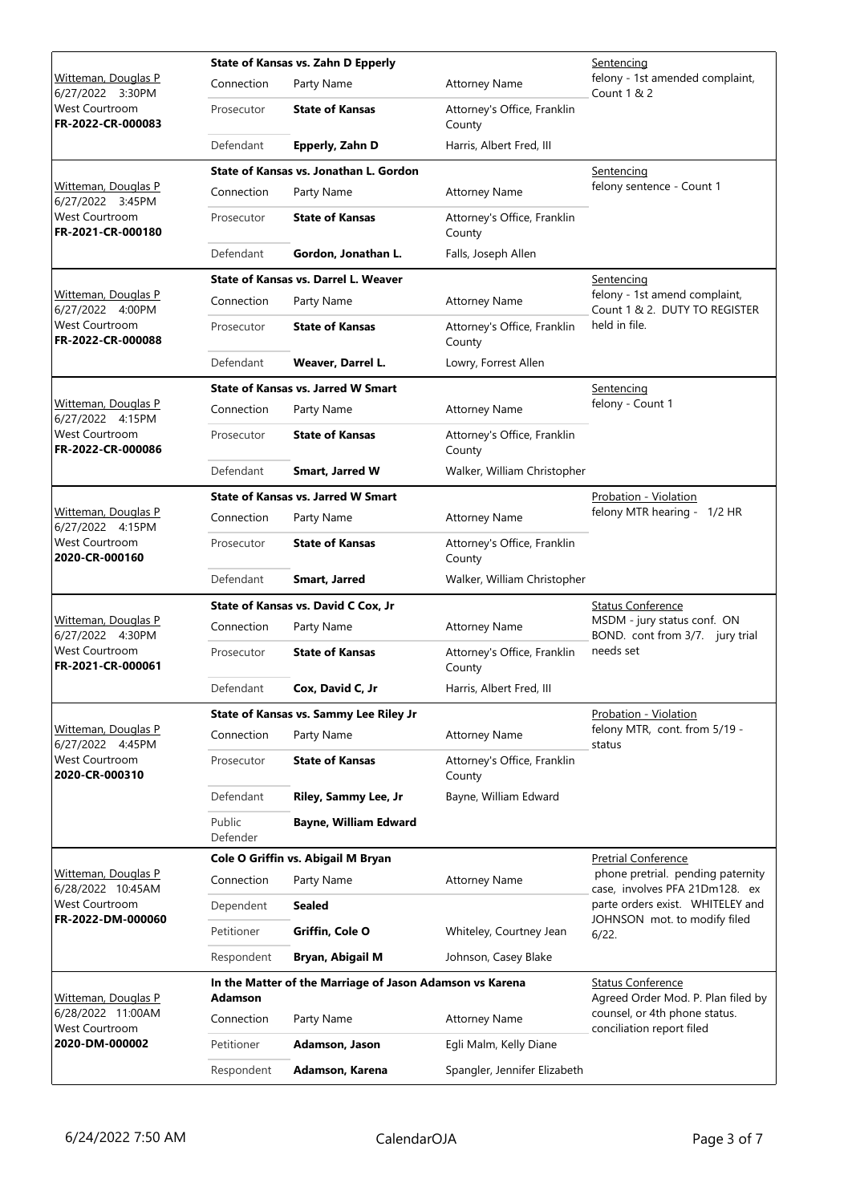| Judge / Date / Location / Case | Case | | | Hearing |
|---|---|---|---|---|
| Witteman, Douglas P<br>6/27/2022 3:30PM<br>West Courtroom<br>**FR-2022-CR-000083** | **State of Kansas vs. Zahn D Epperly** | | | Sentencing<br>felony - 1st amended complaint, Count 1 & 2 |
| | Connection | Party Name | Attorney Name | |
| | Prosecutor | **State of Kansas** | Attorney's Office, Franklin County | |
| | Defendant | **Epperly, Zahn D** | Harris, Albert Fred, III | |
| Witteman, Douglas P<br>6/27/2022 3:45PM<br>West Courtroom<br>**FR-2021-CR-000180** | **State of Kansas vs. Jonathan L. Gordon** | | | Sentencing<br>felony sentence - Count 1 |
| | Connection | Party Name | Attorney Name | |
| | Prosecutor | **State of Kansas** | Attorney's Office, Franklin County | |
| | Defendant | **Gordon, Jonathan L.** | Falls, Joseph Allen | |
| Witteman, Douglas P<br>6/27/2022 4:00PM<br>West Courtroom<br>**FR-2022-CR-000088** | **State of Kansas vs. Darrel L. Weaver** | | | Sentencing<br>felony - 1st amend complaint, Count 1 & 2. DUTY TO REGISTER held in file. |
| | Connection | Party Name | Attorney Name | |
| | Prosecutor | **State of Kansas** | Attorney's Office, Franklin County | |
| | Defendant | **Weaver, Darrel L.** | Lowry, Forrest Allen | |
| Witteman, Douglas P<br>6/27/2022 4:15PM<br>West Courtroom<br>**FR-2022-CR-000086** | **State of Kansas vs. Jarred W Smart** | | | Sentencing<br>felony - Count 1 |
| | Connection | Party Name | Attorney Name | |
| | Prosecutor | **State of Kansas** | Attorney's Office, Franklin County | |
| | Defendant | **Smart, Jarred W** | Walker, William Christopher | |
| Witteman, Douglas P<br>6/27/2022 4:15PM<br>West Courtroom<br>**2020-CR-000160** | **State of Kansas vs. Jarred W Smart** | | | Probation - Violation<br>felony MTR hearing - 1/2 HR |
| | Connection | Party Name | Attorney Name | |
| | Prosecutor | **State of Kansas** | Attorney's Office, Franklin County | |
| | Defendant | **Smart, Jarred** | Walker, William Christopher | |
| Witteman, Douglas P<br>6/27/2022 4:30PM<br>West Courtroom<br>**FR-2021-CR-000061** | **State of Kansas vs. David C Cox, Jr** | | | Status Conference<br>MSDM - jury status conf. ON BOND. cont from 3/7. jury trial needs set |
| | Connection | Party Name | Attorney Name | |
| | Prosecutor | **State of Kansas** | Attorney's Office, Franklin County | |
| | Defendant | **Cox, David C, Jr** | Harris, Albert Fred, III | |
| Witteman, Douglas P<br>6/27/2022 4:45PM<br>West Courtroom<br>**2020-CR-000310** | **State of Kansas vs. Sammy Lee Riley Jr** | | | Probation - Violation<br>felony MTR, cont. from 5/19 - status |
| | Connection | Party Name | Attorney Name | |
| | Prosecutor | **State of Kansas** | Attorney's Office, Franklin County | |
| | Defendant | **Riley, Sammy Lee, Jr** | Bayne, William Edward | |
| | Public Defender | **Bayne, William Edward** | | |
| Witteman, Douglas P<br>6/28/2022 10:45AM<br>West Courtroom<br>**FR-2022-DM-000060** | **Cole O Griffin vs. Abigail M Bryan** | | | Pretrial Conference<br>phone pretrial. pending paternity case, involves PFA 21Dm128. ex parte orders exist. WHITELEY and JOHNSON mot. to modify filed 6/22. |
| | Connection | Party Name | Attorney Name | |
| | Dependent | **Sealed** | | |
| | Petitioner | **Griffin, Cole O** | Whiteley, Courtney Jean | |
| | Respondent | **Bryan, Abigail M** | Johnson, Casey Blake | |
| Witteman, Douglas P<br>6/28/2022 11:00AM<br>West Courtroom<br>**2020-DM-000002** | **In the Matter of the Marriage of Jason Adamson vs Karena Adamson** | | | Status Conference<br>Agreed Order Mod. P. Plan filed by counsel, or 4th phone status. conciliation report filed |
| | Connection | Party Name | Attorney Name | |
| | Petitioner | **Adamson, Jason** | Egli Malm, Kelly Diane | |
| | Respondent | **Adamson, Karena** | Spangler, Jennifer Elizabeth | |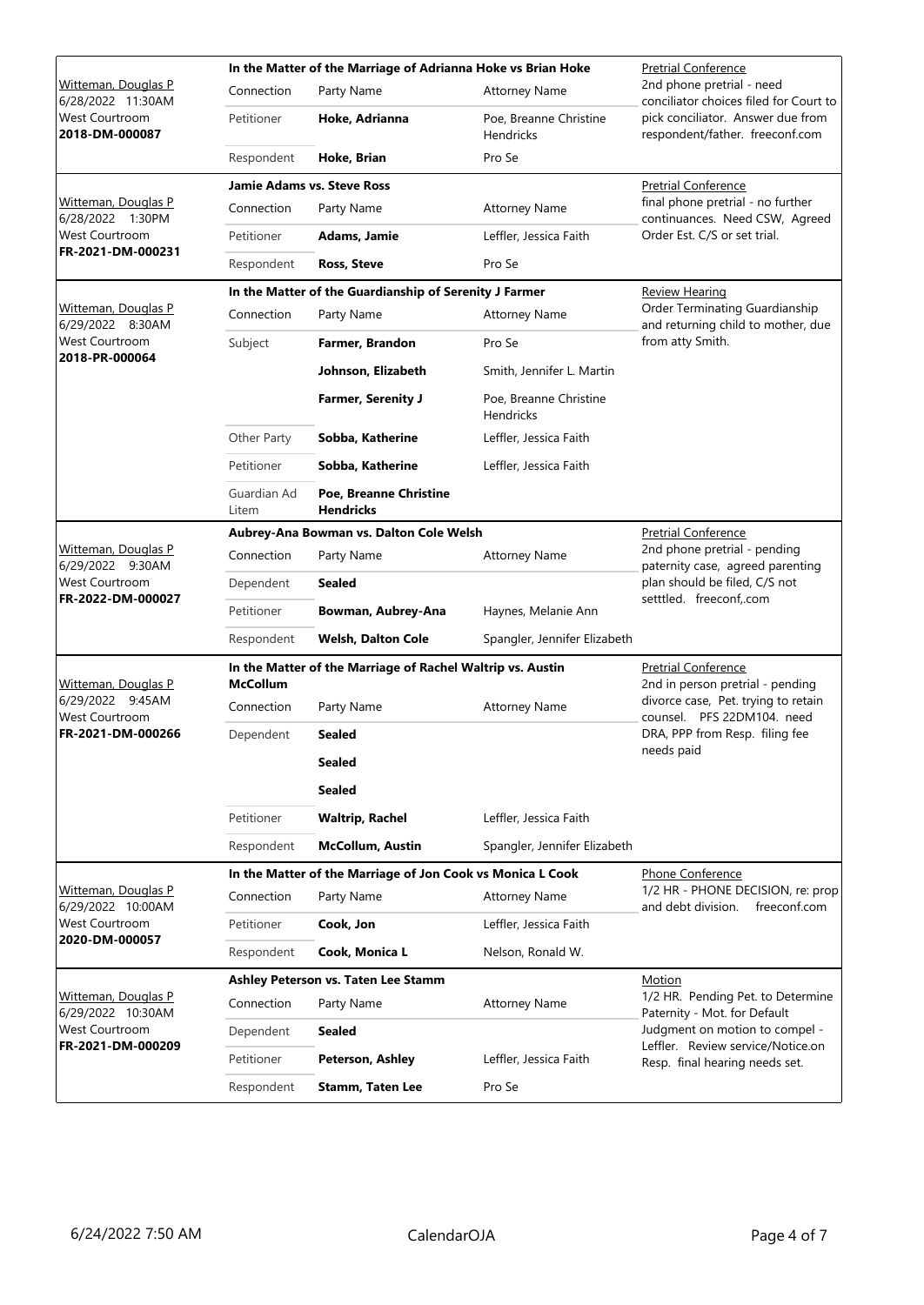| Judge / Date / Location / Case | Case Title | | | Hearing |
|---|---|---|---|---|
| Witteman, Douglas P<br>6/28/2022 11:30AM<br>West Courtroom<br>**2018-DM-000087** | **In the Matter of the Marriage of Adrianna Hoke vs Brian Hoke** | | | Pretrial Conference<br>2nd phone pretrial - need conciliator choices filed for Court to pick conciliator. Answer due from respondent/father. freeconf.com |
| | Connection | Party Name | Attorney Name | |
| | Petitioner | **Hoke, Adrianna** | Poe, Breanne Christine Hendricks | |
| | Respondent | **Hoke, Brian** | Pro Se | |
| Witteman, Douglas P<br>6/28/2022 1:30PM<br>West Courtroom<br>**FR-2021-DM-000231** | **Jamie Adams vs. Steve Ross** | | | Pretrial Conference<br>final phone pretrial - no further continuances. Need CSW, Agreed Order Est. C/S or set trial. |
| | Connection | Party Name | Attorney Name | |
| | Petitioner | **Adams, Jamie** | Leffler, Jessica Faith | |
| | Respondent | **Ross, Steve** | Pro Se | |
| Witteman, Douglas P<br>6/29/2022 8:30AM<br>West Courtroom<br>**2018-PR-000064** | **In the Matter of the Guardianship of Serenity J Farmer** | | | Review Hearing<br>Order Terminating Guardianship and returning child to mother, due from atty Smith. |
| | Connection | Party Name | Attorney Name | |
| | Subject | **Farmer, Brandon** | Pro Se | |
| | | **Johnson, Elizabeth** | Smith, Jennifer L. Martin | |
| | | **Farmer, Serenity J** | Poe, Breanne Christine Hendricks | |
| | Other Party | **Sobba, Katherine** | Leffler, Jessica Faith | |
| | Petitioner | **Sobba, Katherine** | Leffler, Jessica Faith | |
| | Guardian Ad Litem | **Poe, Breanne Christine Hendricks** | | |
| Witteman, Douglas P<br>6/29/2022 9:30AM<br>West Courtroom<br>**FR-2022-DM-000027** | **Aubrey-Ana Bowman vs. Dalton Cole Welsh** | | | Pretrial Conference<br>2nd phone pretrial - pending paternity case, agreed parenting plan should be filed, C/S not setttled. freeconf,.com |
| | Connection | Party Name | Attorney Name | |
| | Dependent | **Sealed** | | |
| | Petitioner | **Bowman, Aubrey-Ana** | Haynes, Melanie Ann | |
| | Respondent | **Welsh, Dalton Cole** | Spangler, Jennifer Elizabeth | |
| Witteman, Douglas P<br>6/29/2022 9:45AM<br>West Courtroom<br>**FR-2021-DM-000266** | **In the Matter of the Marriage of Rachel Waltrip vs. Austin McCollum** | | | Pretrial Conference<br>2nd in person pretrial - pending divorce case, Pet. trying to retain counsel. PFS 22DM104. need DRA, PPP from Resp. filing fee needs paid |
| | Connection | Party Name | Attorney Name | |
| | Dependent | **Sealed** | | |
| | | **Sealed** | | |
| | | **Sealed** | | |
| | Petitioner | **Waltrip, Rachel** | Leffler, Jessica Faith | |
| | Respondent | **McCollum, Austin** | Spangler, Jennifer Elizabeth | |
| Witteman, Douglas P<br>6/29/2022 10:00AM<br>West Courtroom<br>**2020-DM-000057** | **In the Matter of the Marriage of Jon Cook vs Monica L Cook** | | | Phone Conference<br>1/2 HR - PHONE DECISION, re: prop and debt division. freeconf.com |
| | Connection | Party Name | Attorney Name | |
| | Petitioner | **Cook, Jon** | Leffler, Jessica Faith | |
| | Respondent | **Cook, Monica L** | Nelson, Ronald W. | |
| Witteman, Douglas P<br>6/29/2022 10:30AM<br>West Courtroom<br>**FR-2021-DM-000209** | **Ashley Peterson vs. Taten Lee Stamm** | | | Motion<br>1/2 HR. Pending Pet. to Determine Paternity - Mot. for Default Judgment on motion to compel - Leffler. Review service/Notice.on Resp. final hearing needs set. |
| | Connection | Party Name | Attorney Name | |
| | Dependent | **Sealed** | | |
| | Petitioner | **Peterson, Ashley** | Leffler, Jessica Faith | |
| | Respondent | **Stamm, Taten Lee** | Pro Se | |

6/24/2022 7:50 AM CalendarOJA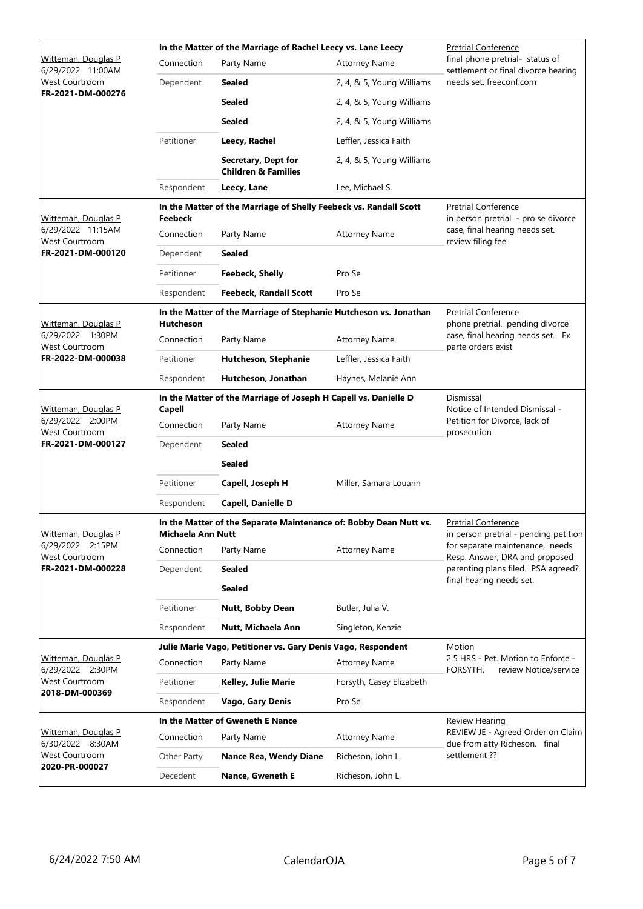| Judge / Date / Location / Case | Case Title | | | Hearing |
|---|---|---|---|---|
| Witteman, Douglas P<br>6/29/2022 11:00AM<br>West Courtroom<br>**FR-2021-DM-000276** | **In the Matter of the Marriage of Rachel Leecy vs. Lane Leecy** | | | Pretrial Conference<br>final phone pretrial- status of settlement or final divorce hearing needs set. freeconf.com |
| | Connection | Party Name | Attorney Name | |
| | Dependent | **Sealed** | 2, 4, & 5, Young Williams | |
| | | **Sealed** | 2, 4, & 5, Young Williams | |
| | | **Sealed** | 2, 4, & 5, Young Williams | |
| | Petitioner | **Leecy, Rachel** | Leffler, Jessica Faith | |
| | | **Secretary, Dept for Children & Families** | 2, 4, & 5, Young Williams | |
| | Respondent | **Leecy, Lane** | Lee, Michael S. | |
| Witteman, Douglas P<br>6/29/2022 11:15AM<br>West Courtroom<br>**FR-2021-DM-000120** | **In the Matter of the Marriage of Shelly Feebeck vs. Randall Scott Feebeck** | | | Pretrial Conference<br>in person pretrial - pro se divorce case, final hearing needs set. review filing fee |
| | Connection | Party Name | Attorney Name | |
| | Dependent | **Sealed** | | |
| | Petitioner | **Feebeck, Shelly** | Pro Se | |
| | Respondent | **Feebeck, Randall Scott** | Pro Se | |
| Witteman, Douglas P<br>6/29/2022 1:30PM<br>West Courtroom<br>**FR-2022-DM-000038** | **In the Matter of the Marriage of Stephanie Hutcheson vs. Jonathan Hutcheson** | | | Pretrial Conference<br>phone pretrial. pending divorce case, final hearing needs set. Ex parte orders exist |
| | Connection | Party Name | Attorney Name | |
| | Petitioner | **Hutcheson, Stephanie** | Leffler, Jessica Faith | |
| | Respondent | **Hutcheson, Jonathan** | Haynes, Melanie Ann | |
| Witteman, Douglas P<br>6/29/2022 2:00PM<br>West Courtroom<br>**FR-2021-DM-000127** | **In the Matter of the Marriage of Joseph H Capell vs. Danielle D Capell** | | | Dismissal<br>Notice of Intended Dismissal - Petition for Divorce, lack of prosecution |
| | Connection | Party Name | Attorney Name | |
| | Dependent | **Sealed** | | |
| | | **Sealed** | | |
| | Petitioner | **Capell, Joseph H** | Miller, Samara Louann | |
| | Respondent | **Capell, Danielle D** | | |
| Witteman, Douglas P<br>6/29/2022 2:15PM<br>West Courtroom<br>**FR-2021-DM-000228** | **In the Matter of the Separate Maintenance of: Bobby Dean Nutt vs. Michaela Ann Nutt** | | | Pretrial Conference<br>in person pretrial - pending petition for separate maintenance, needs Resp. Answer, DRA and proposed parenting plans filed. PSA agreed? final hearing needs set. |
| | Connection | Party Name | Attorney Name | |
| | Dependent | **Sealed** | | |
| | | **Sealed** | | |
| | Petitioner | **Nutt, Bobby Dean** | Butler, Julia V. | |
| | Respondent | **Nutt, Michaela Ann** | Singleton, Kenzie | |
| Witteman, Douglas P<br>6/29/2022 2:30PM<br>West Courtroom<br>**2018-DM-000369** | **Julie Marie Vago, Petitioner vs. Gary Denis Vago, Respondent** | | | Motion<br>2.5 HRS - Pet. Motion to Enforce - FORSYTH. review Notice/service |
| | Connection | Party Name | Attorney Name | |
| | Petitioner | **Kelley, Julie Marie** | Forsyth, Casey Elizabeth | |
| | Respondent | **Vago, Gary Denis** | Pro Se | |
| Witteman, Douglas P<br>6/30/2022 8:30AM<br>West Courtroom<br>**2020-PR-000027** | **In the Matter of Gweneth E Nance** | | | Review Hearing<br>REVIEW JE - Agreed Order on Claim due from atty Richeson. final settlement ?? |
| | Connection | Party Name | Attorney Name | |
| | Other Party | **Nance Rea, Wendy Diane** | Richeson, John L. | |
| | Decedent | **Nance, Gweneth E** | Richeson, John L. | |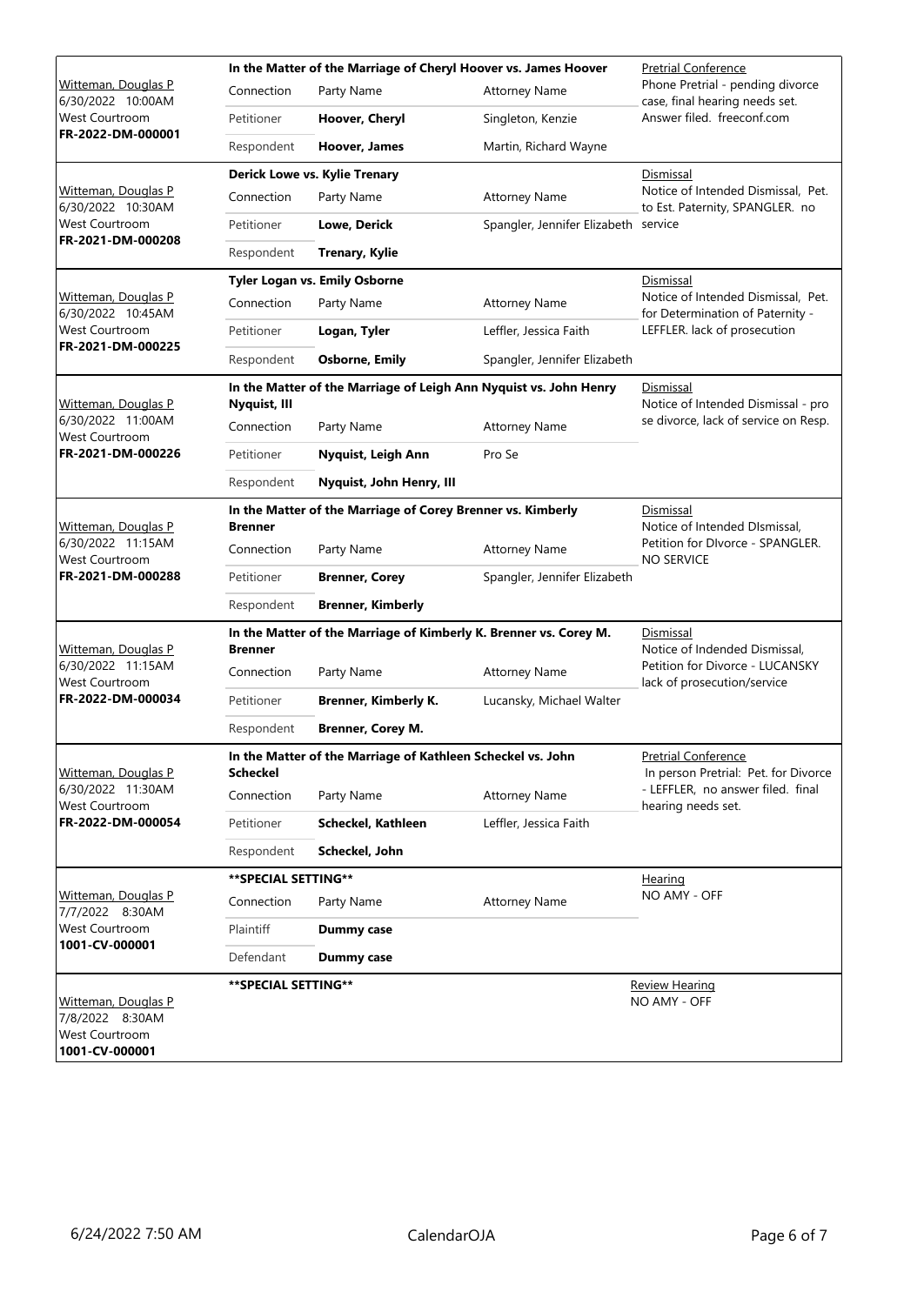| Judge / Date / Location / Case No. | Case | | | Event / Notes |
|---|---|---|---|---|
| Witteman, Douglas P<br>6/30/2022 10:00AM<br>West Courtroom<br>**FR-2022-DM-000001** | **In the Matter of the Marriage of Cheryl Hoover vs. James Hoover** | | | Pretrial Conference<br>Phone Pretrial - pending divorce case, final hearing needs set. Answer filed. freeconf.com |
| | Connection | Party Name | Attorney Name | |
| | Petitioner | **Hoover, Cheryl** | Singleton, Kenzie | |
| | Respondent | **Hoover, James** | Martin, Richard Wayne | |
| Witteman, Douglas P<br>6/30/2022 10:30AM<br>West Courtroom<br>**FR-2021-DM-000208** | **Derick Lowe vs. Kylie Trenary** | | | Dismissal<br>Notice of Intended Dismissal, Pet. to Est. Paternity, SPANGLER. no service |
| | Connection | Party Name | Attorney Name | |
| | Petitioner | **Lowe, Derick** | Spangler, Jennifer Elizabeth | |
| | Respondent | **Trenary, Kylie** | | |
| Witteman, Douglas P<br>6/30/2022 10:45AM<br>West Courtroom<br>**FR-2021-DM-000225** | **Tyler Logan vs. Emily Osborne** | | | Dismissal<br>Notice of Intended Dismissal, Pet. for Determination of Paternity - LEFFLER. lack of prosecution |
| | Connection | Party Name | Attorney Name | |
| | Petitioner | **Logan, Tyler** | Leffler, Jessica Faith | |
| | Respondent | **Osborne, Emily** | Spangler, Jennifer Elizabeth | |
| Witteman, Douglas P<br>6/30/2022 11:00AM<br>West Courtroom<br>**FR-2021-DM-000226** | **In the Matter of the Marriage of Leigh Ann Nyquist vs. John Henry Nyquist, III** | | | Dismissal<br>Notice of Intended Dismissal - pro se divorce, lack of service on Resp. |
| | Connection | Party Name | Attorney Name | |
| | Petitioner | **Nyquist, Leigh Ann** | Pro Se | |
| | Respondent | **Nyquist, John Henry, III** | | |
| Witteman, Douglas P<br>6/30/2022 11:15AM<br>West Courtroom<br>**FR-2021-DM-000288** | **In the Matter of the Marriage of Corey Brenner vs. Kimberly Brenner** | | | Dismissal<br>Notice of Intended DIsmissal, Petition for DIvorce - SPANGLER. NO SERVICE |
| | Connection | Party Name | Attorney Name | |
| | Petitioner | **Brenner, Corey** | Spangler, Jennifer Elizabeth | |
| | Respondent | **Brenner, Kimberly** | | |
| Witteman, Douglas P<br>6/30/2022 11:15AM<br>West Courtroom<br>**FR-2022-DM-000034** | **In the Matter of the Marriage of Kimberly K. Brenner vs. Corey M. Brenner** | | | Dismissal<br>Notice of Indended Dismissal, Petition for Divorce - LUCANSKY lack of prosecution/service |
| | Connection | Party Name | Attorney Name | |
| | Petitioner | **Brenner, Kimberly K.** | Lucansky, Michael Walter | |
| | Respondent | **Brenner, Corey M.** | | |
| Witteman, Douglas P<br>6/30/2022 11:30AM<br>West Courtroom<br>**FR-2022-DM-000054** | **In the Matter of the Marriage of Kathleen Scheckel vs. John Scheckel** | | | Pretrial Conference<br>In person Pretrial: Pet. for Divorce - LEFFLER, no answer filed. final hearing needs set. |
| | Connection | Party Name | Attorney Name | |
| | Petitioner | **Scheckel, Kathleen** | Leffler, Jessica Faith | |
| | Respondent | **Scheckel, John** | | |
| Witteman, Douglas P<br>7/7/2022 8:30AM<br>West Courtroom<br>**1001-CV-000001** | **\*\*SPECIAL SETTING\*\*** | | | Hearing<br>NO AMY - OFF |
| | Connection | Party Name | Attorney Name | |
| | Plaintiff | **Dummy case** | | |
| | Defendant | **Dummy case** | | |
| Witteman, Douglas P<br>7/8/2022 8:30AM<br>West Courtroom<br>**1001-CV-000001** | **\*\*SPECIAL SETTING\*\*** | | | Review Hearing<br>NO AMY - OFF |

6/24/2022 7:50 AM CalendarOJA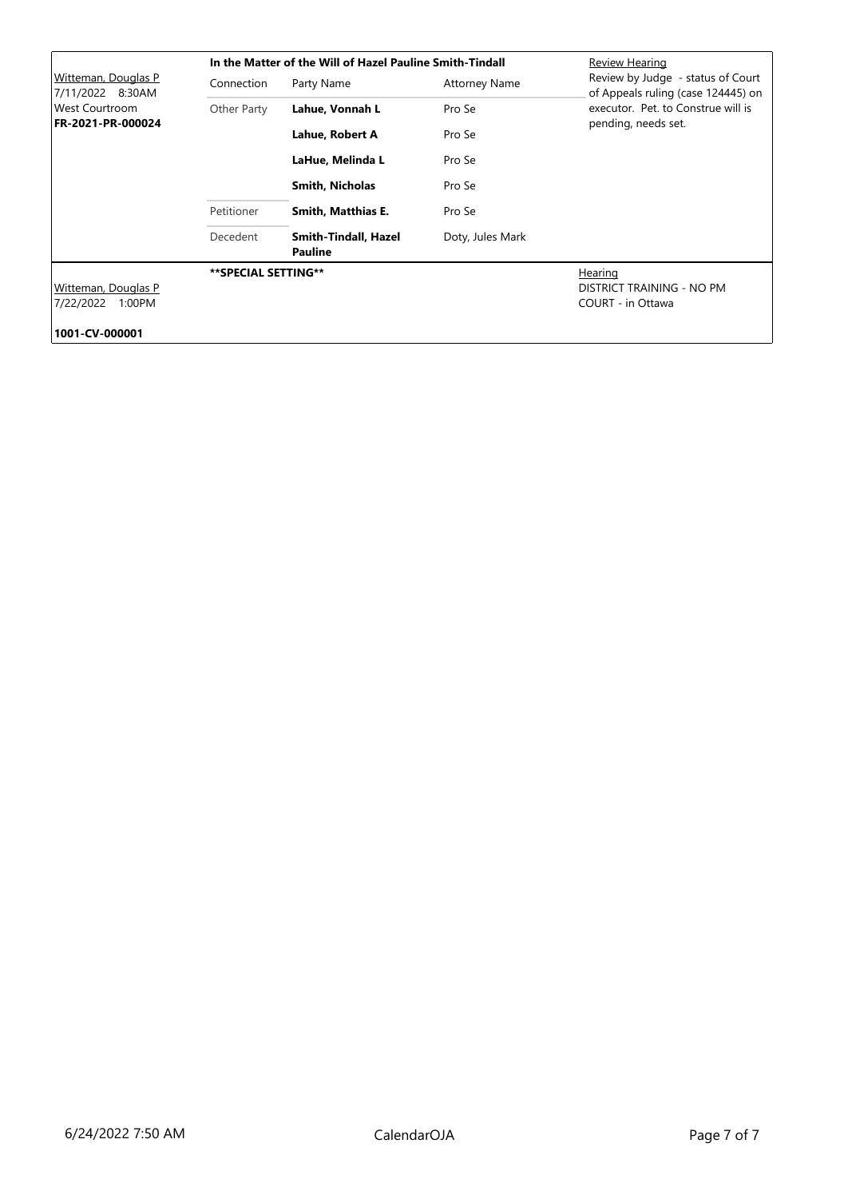| | | | | |
|---|---|---|---|---|
| Witteman, Douglas P<br>7/11/2022 8:30AM<br>West Courtroom<br>**FR-2021-PR-000024** | **In the Matter of the Will of Hazel Pauline Smith-Tindall** | | | Review Hearing<br>Review by Judge - status of Court of Appeals ruling (case 124445) on executor. Pet. to Construe will is pending, needs set. |
| | Connection | Party Name | Attorney Name | |
| | Other Party | **Lahue, Vonnah L** | Pro Se | |
| | | **Lahue, Robert A** | Pro Se | |
| | | **LaHue, Melinda L** | Pro Se | |
| | | **Smith, Nicholas** | Pro Se | |
| | Petitioner | **Smith, Matthias E.** | Pro Se | |
| | Decedent | **Smith-Tindall, Hazel Pauline** | Doty, Jules Mark | |
| Witteman, Douglas P<br>7/22/2022 1:00PM<br><br>**1001-CV-000001** | **\*\*SPECIAL SETTING\*\*** | | | Hearing<br>DISTRICT TRAINING - NO PM COURT - in Ottawa |